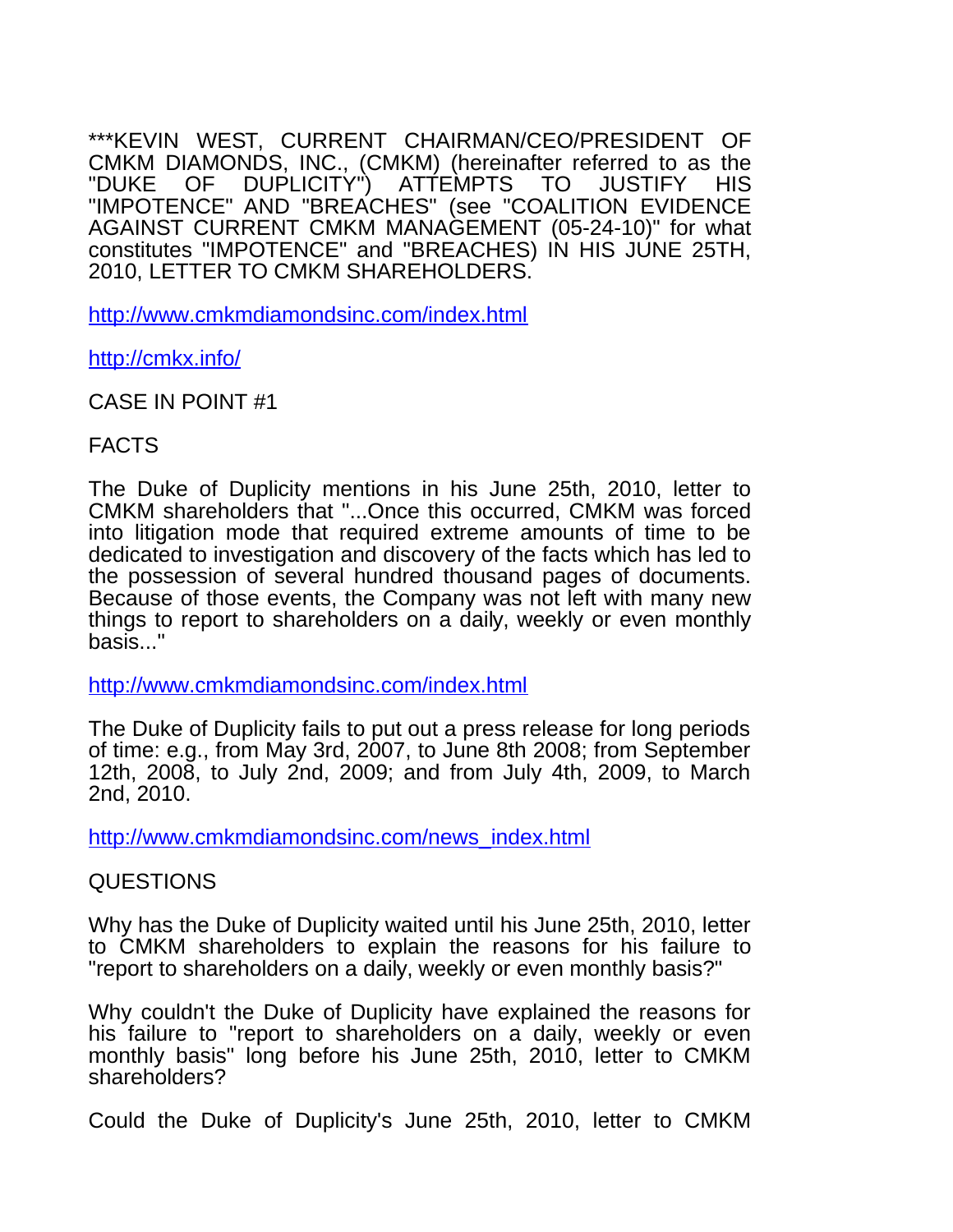***KEVIN WEST, CURRENT CHAIRMAN/CEO/PRESIDENT OF CMKM DIAMONDS, INC., (CMKM) (hereinafter referred to as the "DUKE OF DUPLICITY") ATTEMPTS TO JUSTIFY HIS "IMPOTENCE" AND "BREACHES" (see "COALITION EVIDENCE AGAINST CURRENT CMKM MANAGEMENT (05-24-10)" for what constitutes "IMPOTENCE" and "BREACHES) IN HIS JUNE 25TH, 2010, LETTER TO CMKM SHAREHOLDERS.

http://www.cmkmdiamondsinc.com/index.html

http://cmkx.info/

CASE IN POINT #1

FACTS

The Duke of Duplicity mentions in his June 25th, 2010, letter to CMKM shareholders that "...Once this occurred, CMKM was forced into litigation mode that required extreme amounts of time to be dedicated to investigation and discovery of the facts which has led to the possession of several hundred thousand pages of documents. Because of those events, the Company was not left with many new things to report to shareholders on a daily, weekly or even monthly basis..."

http://www.cmkmdiamondsinc.com/index.html

The Duke of Duplicity fails to put out a press release for long periods of time: e.g., from May 3rd, 2007, to June 8th 2008; from September 12th, 2008, to July 2nd, 2009; and from July 4th, 2009, to March 2nd, 2010.

http://www.cmkmdiamondsinc.com/news_index.html

QUESTIONS

Why has the Duke of Duplicity waited until his June 25th, 2010, letter to CMKM shareholders to explain the reasons for his failure to "report to shareholders on a daily, weekly or even monthly basis?"

Why couldn't the Duke of Duplicity have explained the reasons for his failure to "report to shareholders on a daily, weekly or even monthly basis" long before his June 25th, 2010, letter to CMKM shareholders?

Could the Duke of Duplicity's June 25th, 2010, letter to CMKM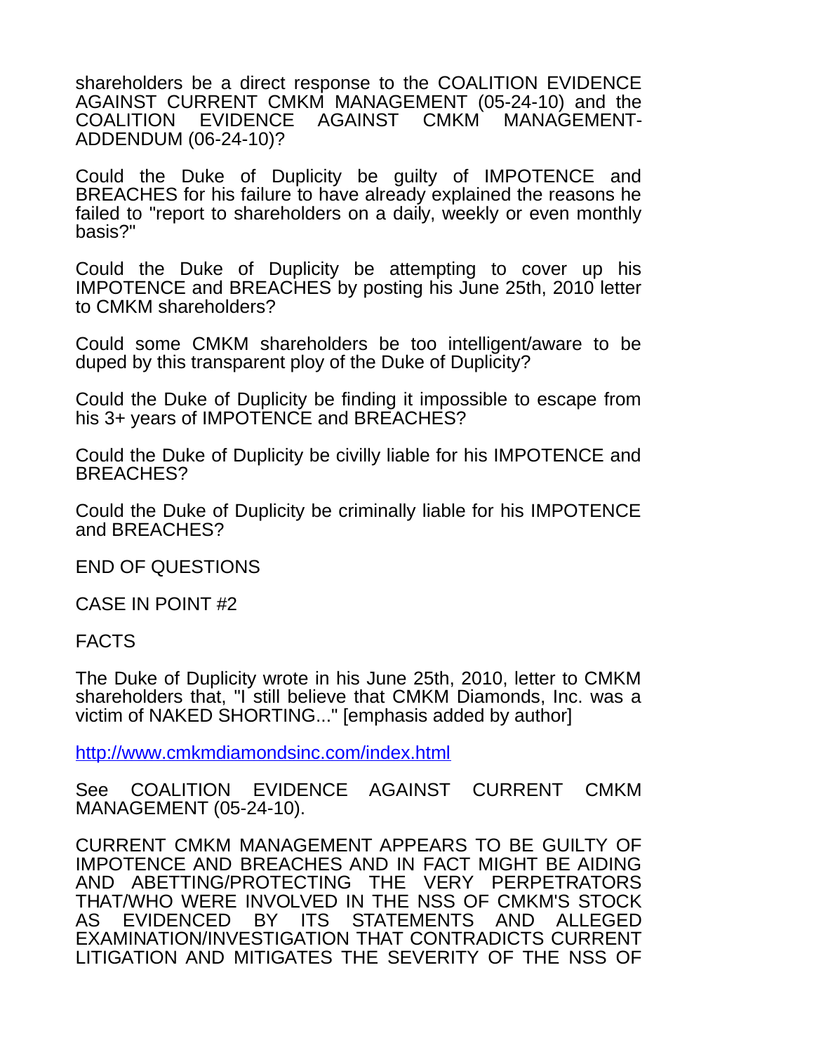shareholders be a direct response to the COALITION EVIDENCE AGAINST CURRENT CMKM MANAGEMENT (05-24-10) and the COALITION EVIDENCE AGAINST CMKM MANAGEMENT-ADDENDUM (06-24-10)?

Could the Duke of Duplicity be guilty of IMPOTENCE and BREACHES for his failure to have already explained the reasons he failed to "report to shareholders on a daily, weekly or even monthly basis?"

Could the Duke of Duplicity be attempting to cover up his IMPOTENCE and BREACHES by posting his June 25th, 2010 letter to CMKM shareholders?

Could some CMKM shareholders be too intelligent/aware to be duped by this transparent ploy of the Duke of Duplicity?

Could the Duke of Duplicity be finding it impossible to escape from his 3+ years of IMPOTENCE and BREACHES?

Could the Duke of Duplicity be civilly liable for his IMPOTENCE and BREACHES?

Could the Duke of Duplicity be criminally liable for his IMPOTENCE and BREACHES?

END OF QUESTIONS

CASE IN POINT #2

FACTS

The Duke of Duplicity wrote in his June 25th, 2010, letter to CMKM shareholders that, "I still believe that CMKM Diamonds, Inc. was a victim of NAKED SHORTING..." [emphasis added by author]

http://www.cmkmdiamondsinc.com/index.html

See COALITION EVIDENCE AGAINST CURRENT CMKM MANAGEMENT (05-24-10).

CURRENT CMKM MANAGEMENT APPEARS TO BE GUILTY OF IMPOTENCE AND BREACHES AND IN FACT MIGHT BE AIDING AND ABETTING/PROTECTING THE VERY PERPETRATORS THAT/WHO WERE INVOLVED IN THE NSS OF CMKM'S STOCK AS EVIDENCED BY ITS STATEMENTS AND ALLEGED EXAMINATION/INVESTIGATION THAT CONTRADICTS CURRENT LITIGATION AND MITIGATES THE SEVERITY OF THE NSS OF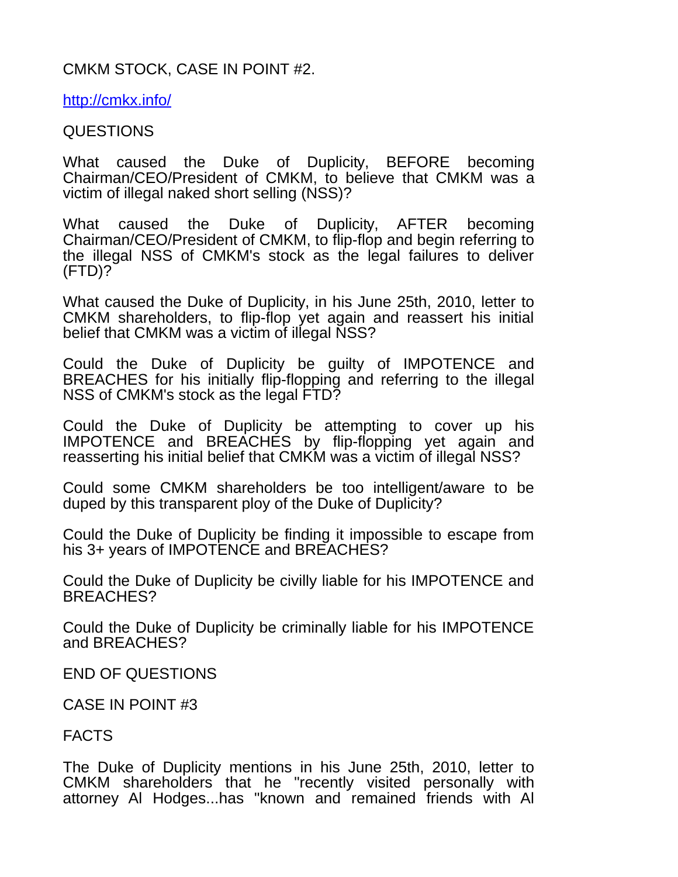CMKM STOCK, CASE IN POINT #2.

http://cmkx.info/

QUESTIONS

What caused the Duke of Duplicity, BEFORE becoming Chairman/CEO/President of CMKM, to believe that CMKM was a victim of illegal naked short selling (NSS)?

What caused the Duke of Duplicity, AFTER becoming Chairman/CEO/President of CMKM, to flip-flop and begin referring to the illegal NSS of CMKM's stock as the legal failures to deliver (FTD)?

What caused the Duke of Duplicity, in his June 25th, 2010, letter to CMKM shareholders, to flip-flop yet again and reassert his initial belief that CMKM was a victim of illegal NSS?

Could the Duke of Duplicity be guilty of IMPOTENCE and BREACHES for his initially flip-flopping and referring to the illegal NSS of CMKM's stock as the legal FTD?

Could the Duke of Duplicity be attempting to cover up his IMPOTENCE and BREACHES by flip-flopping yet again and reasserting his initial belief that CMKM was a victim of illegal NSS?

Could some CMKM shareholders be too intelligent/aware to be duped by this transparent ploy of the Duke of Duplicity?

Could the Duke of Duplicity be finding it impossible to escape from his 3+ years of IMPOTENCE and BREACHES?

Could the Duke of Duplicity be civilly liable for his IMPOTENCE and BREACHES?

Could the Duke of Duplicity be criminally liable for his IMPOTENCE and BREACHES?

END OF QUESTIONS

CASE IN POINT #3

FACTS

The Duke of Duplicity mentions in his June 25th, 2010, letter to CMKM shareholders that he "recently visited personally with attorney Al Hodges...has "known and remained friends with Al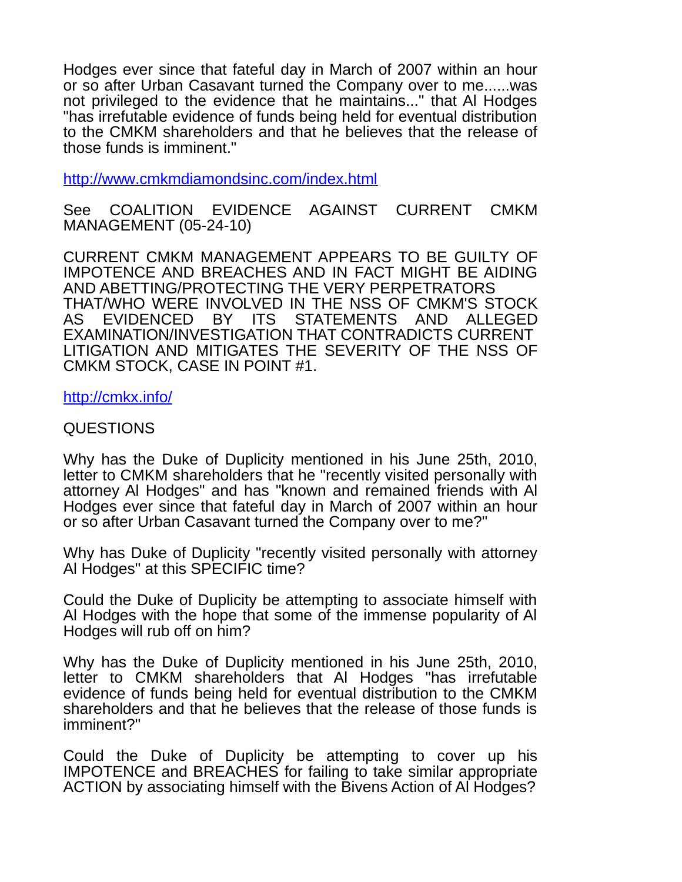Hodges ever since that fateful day in March of 2007 within an hour or so after Urban Casavant turned the Company over to me......was not privileged to the evidence that he maintains..." that Al Hodges "has irrefutable evidence of funds being held for eventual distribution to the CMKM shareholders and that he believes that the release of those funds is imminent."

http://www.cmkmdiamondsinc.com/index.html

See COALITION EVIDENCE AGAINST CURRENT CMKM MANAGEMENT (05-24-10)

CURRENT CMKM MANAGEMENT APPEARS TO BE GUILTY OF IMPOTENCE AND BREACHES AND IN FACT MIGHT BE AIDING AND ABETTING/PROTECTING THE VERY PERPETRATORS THAT/WHO WERE INVOLVED IN THE NSS OF CMKM'S STOCK AS EVIDENCED BY ITS STATEMENTS AND ALLEGED EXAMINATION/INVESTIGATION THAT CONTRADICTS CURRENT LITIGATION AND MITIGATES THE SEVERITY OF THE NSS OF CMKM STOCK, CASE IN POINT #1.

http://cmkx.info/

QUESTIONS

Why has the Duke of Duplicity mentioned in his June 25th, 2010, letter to CMKM shareholders that he "recently visited personally with attorney Al Hodges" and has "known and remained friends with Al Hodges ever since that fateful day in March of 2007 within an hour or so after Urban Casavant turned the Company over to me?"

Why has Duke of Duplicity "recently visited personally with attorney Al Hodges" at this SPECIFIC time?

Could the Duke of Duplicity be attempting to associate himself with Al Hodges with the hope that some of the immense popularity of Al Hodges will rub off on him?

Why has the Duke of Duplicity mentioned in his June 25th, 2010, letter to CMKM shareholders that Al Hodges "has irrefutable evidence of funds being held for eventual distribution to the CMKM shareholders and that he believes that the release of those funds is imminent?"

Could the Duke of Duplicity be attempting to cover up his IMPOTENCE and BREACHES for failing to take similar appropriate ACTION by associating himself with the Bivens Action of Al Hodges?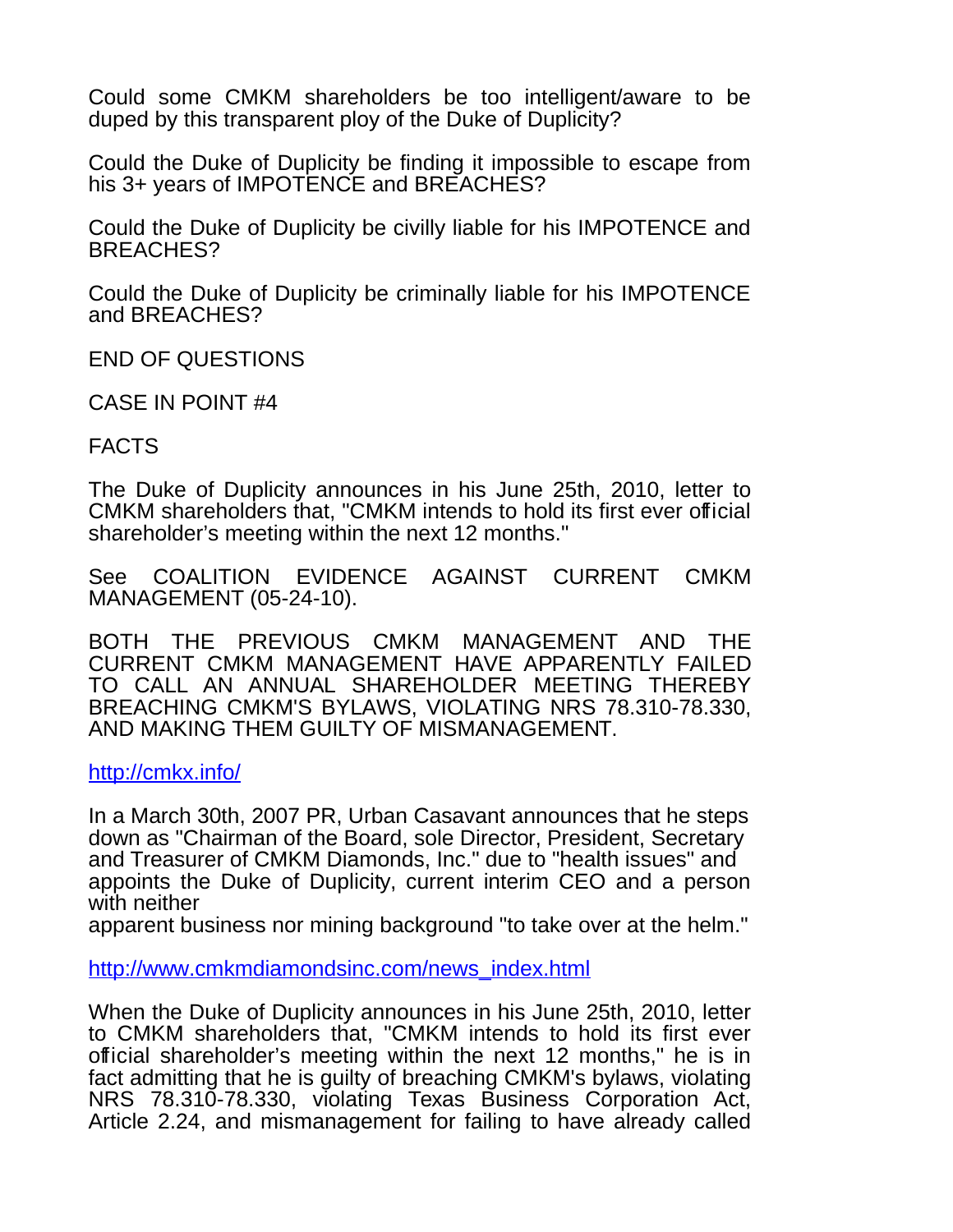Could some CMKM shareholders be too intelligent/aware to be duped by this transparent ploy of the Duke of Duplicity?

Could the Duke of Duplicity be finding it impossible to escape from his 3+ years of IMPOTENCE and BREACHES?

Could the Duke of Duplicity be civilly liable for his IMPOTENCE and BREACHES?

Could the Duke of Duplicity be criminally liable for his IMPOTENCE and BREACHES?

END OF QUESTIONS

CASE IN POINT #4

FACTS

The Duke of Duplicity announces in his June 25th, 2010, letter to CMKM shareholders that, "CMKM intends to hold its first ever official shareholder's meeting within the next 12 months."

See COALITION EVIDENCE AGAINST CURRENT CMKM MANAGEMENT (05-24-10).

BOTH THE PREVIOUS CMKM MANAGEMENT AND THE CURRENT CMKM MANAGEMENT HAVE APPARENTLY FAILED TO CALL AN ANNUAL SHAREHOLDER MEETING THEREBY BREACHING CMKM'S BYLAWS, VIOLATING NRS 78.310-78.330, AND MAKING THEM GUILTY OF MISMANAGEMENT.

http://cmkx.info/

In a March 30th, 2007 PR, Urban Casavant announces that he steps down as "Chairman of the Board, sole Director, President, Secretary and Treasurer of CMKM Diamonds, Inc." due to "health issues" and appoints the Duke of Duplicity, current interim CEO and a person with neither apparent business nor mining background "to take over at the helm."

http://www.cmkmdiamondsinc.com/news_index.html

When the Duke of Duplicity announces in his June 25th, 2010, letter to CMKM shareholders that, "CMKM intends to hold its first ever official shareholder's meeting within the next 12 months," he is in fact admitting that he is guilty of breaching CMKM's bylaws, violating NRS 78.310-78.330, violating Texas Business Corporation Act, Article 2.24, and mismanagement for failing to have already called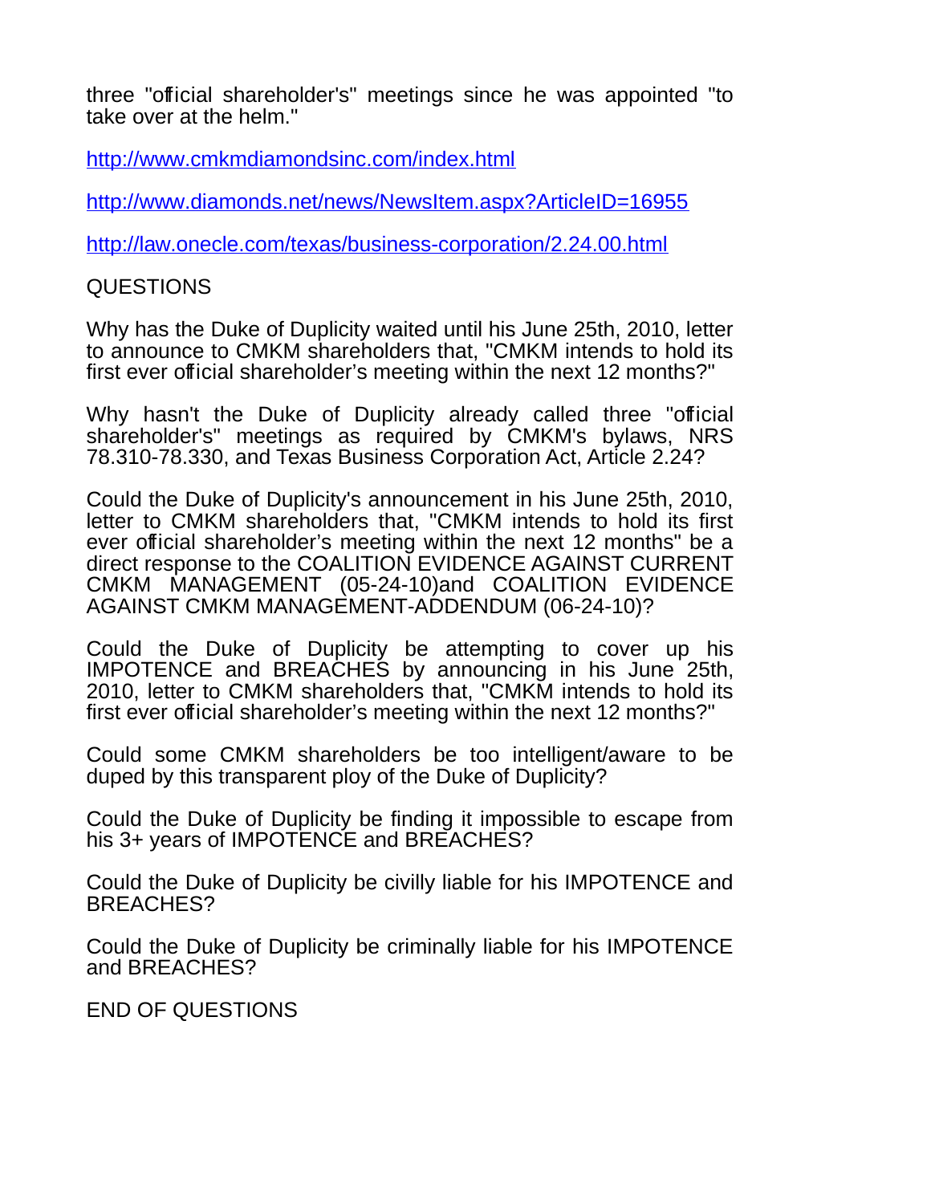three "official shareholder's" meetings since he was appointed "to take over at the helm."

http://www.cmkmdiamondsinc.com/index.html

http://www.diamonds.net/news/NewsItem.aspx?ArticleID=16955

http://law.onecle.com/texas/business-corporation/2.24.00.html

QUESTIONS

Why has the Duke of Duplicity waited until his June 25th, 2010, letter to announce to CMKM shareholders that, "CMKM intends to hold its first ever official shareholder's meeting within the next 12 months?"

Why hasn't the Duke of Duplicity already called three "official shareholder's" meetings as required by CMKM's bylaws, NRS 78.310-78.330, and Texas Business Corporation Act, Article 2.24?

Could the Duke of Duplicity's announcement in his June 25th, 2010, letter to CMKM shareholders that, "CMKM intends to hold its first ever official shareholder's meeting within the next 12 months" be a direct response to the COALITION EVIDENCE AGAINST CURRENT CMKM MANAGEMENT (05-24-10)and COALITION EVIDENCE AGAINST CMKM MANAGEMENT-ADDENDUM (06-24-10)?

Could the Duke of Duplicity be attempting to cover up his IMPOTENCE and BREACHES by announcing in his June 25th, 2010, letter to CMKM shareholders that, "CMKM intends to hold its first ever official shareholder's meeting within the next 12 months?"

Could some CMKM shareholders be too intelligent/aware to be duped by this transparent ploy of the Duke of Duplicity?

Could the Duke of Duplicity be finding it impossible to escape from his 3+ years of IMPOTENCE and BREACHES?

Could the Duke of Duplicity be civilly liable for his IMPOTENCE and BREACHES?

Could the Duke of Duplicity be criminally liable for his IMPOTENCE and BREACHES?

END OF QUESTIONS